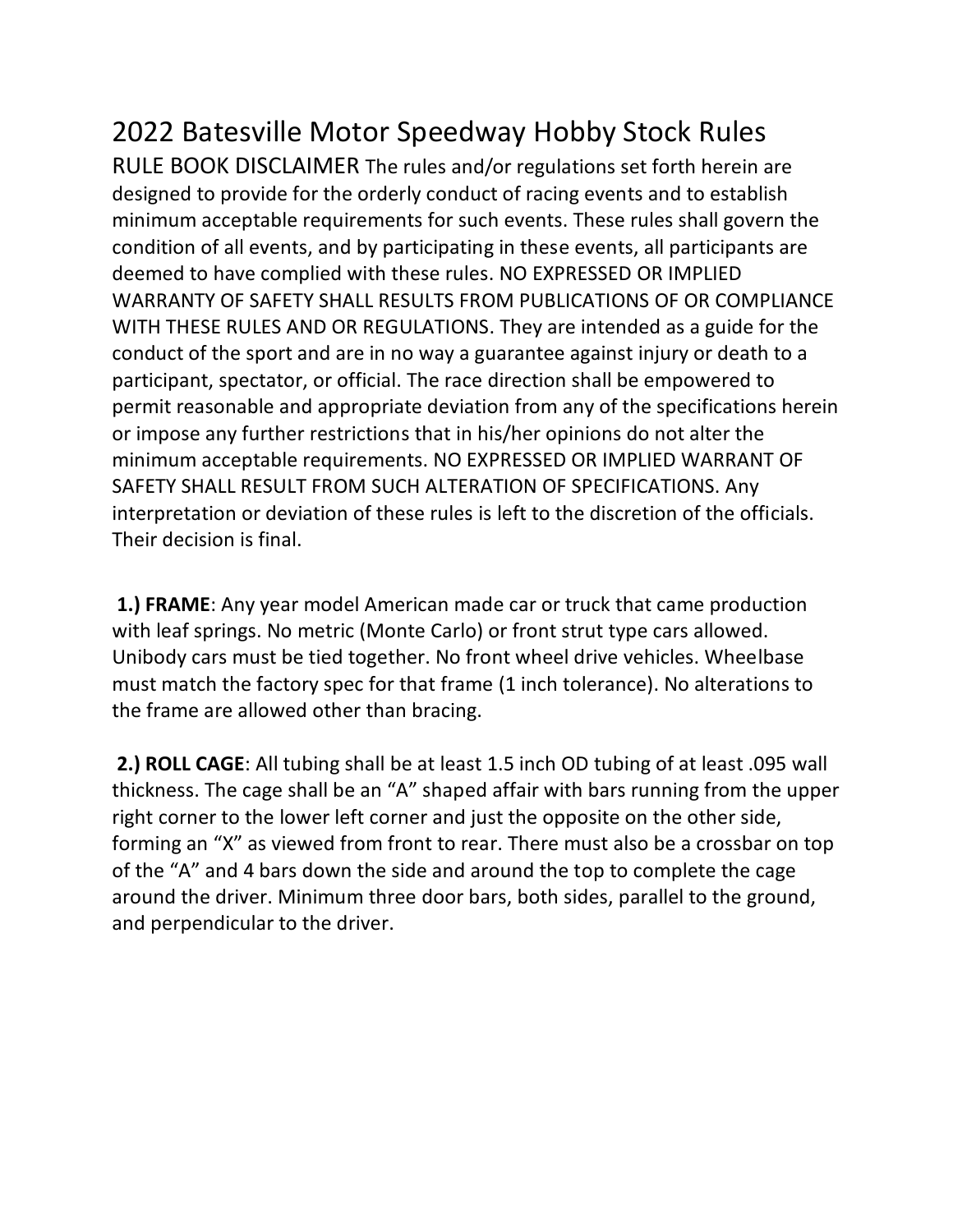# 2022 Batesville Motor Speedway Hobby Stock Rules

RULE BOOK DISCLAIMER The rules and/or regulations set forth herein are designed to provide for the orderly conduct of racing events and to establish minimum acceptable requirements for such events. These rules shall govern the condition of all events, and by participating in these events, all participants are deemed to have complied with these rules. NO EXPRESSED OR IMPLIED WARRANTY OF SAFETY SHALL RESULTS FROM PUBLICATIONS OF OR COMPLIANCE WITH THESE RULES AND OR REGULATIONS. They are intended as a guide for the conduct of the sport and are in no way a guarantee against injury or death to a participant, spectator, or official. The race direction shall be empowered to permit reasonable and appropriate deviation from any of the specifications herein or impose any further restrictions that in his/her opinions do not alter the minimum acceptable requirements. NO EXPRESSED OR IMPLIED WARRANT OF SAFETY SHALL RESULT FROM SUCH ALTERATION OF SPECIFICATIONS. Any interpretation or deviation of these rules is left to the discretion of the officials. Their decision is final.

**1.) FRAME**: Any year model American made car or truck that came production with leaf springs. No metric (Monte Carlo) or front strut type cars allowed. Unibody cars must be tied together. No front wheel drive vehicles. Wheelbase must match the factory spec for that frame (1 inch tolerance). No alterations to the frame are allowed other than bracing.

**2.) ROLL CAGE**: All tubing shall be at least 1.5 inch OD tubing of at least .095 wall thickness. The cage shall be an "A" shaped affair with bars running from the upper right corner to the lower left corner and just the opposite on the other side, forming an "X" as viewed from front to rear. There must also be a crossbar on top of the "A" and 4 bars down the side and around the top to complete the cage around the driver. Minimum three door bars, both sides, parallel to the ground, and perpendicular to the driver.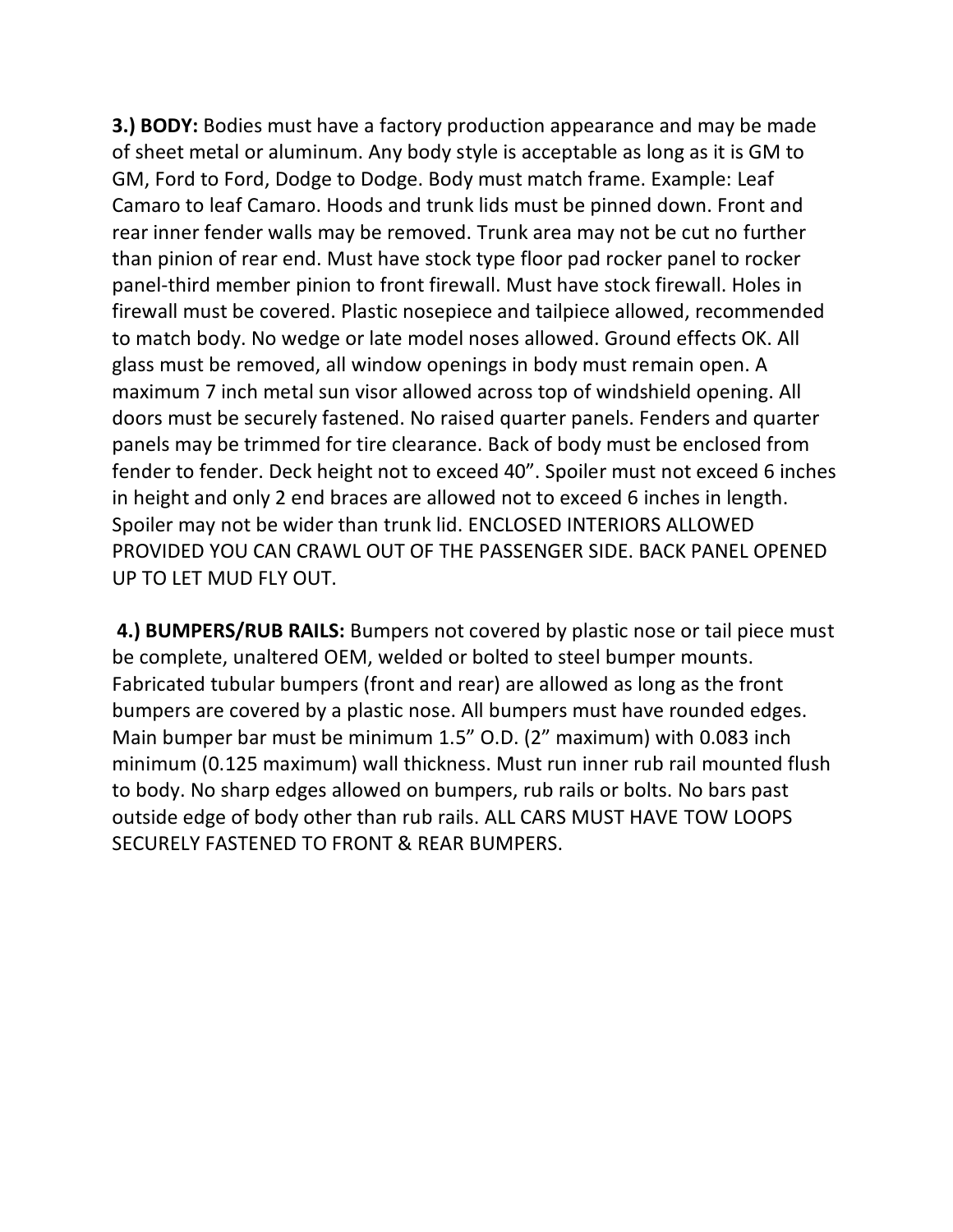**3.) BODY:** Bodies must have a factory production appearance and may be made of sheet metal or aluminum. Any body style is acceptable as long as it is GM to GM, Ford to Ford, Dodge to Dodge. Body must match frame. Example: Leaf Camaro to leaf Camaro. Hoods and trunk lids must be pinned down. Front and rear inner fender walls may be removed. Trunk area may not be cut no further than pinion of rear end. Must have stock type floor pad rocker panel to rocker panel-third member pinion to front firewall. Must have stock firewall. Holes in firewall must be covered. Plastic nosepiece and tailpiece allowed, recommended to match body. No wedge or late model noses allowed. Ground effects OK. All glass must be removed, all window openings in body must remain open. A maximum 7 inch metal sun visor allowed across top of windshield opening. All doors must be securely fastened. No raised quarter panels. Fenders and quarter panels may be trimmed for tire clearance. Back of body must be enclosed from fender to fender. Deck height not to exceed 40". Spoiler must not exceed 6 inches in height and only 2 end braces are allowed not to exceed 6 inches in length. Spoiler may not be wider than trunk lid. ENCLOSED INTERIORS ALLOWED PROVIDED YOU CAN CRAWL OUT OF THE PASSENGER SIDE. BACK PANEL OPENED UP TO LET MUD FLY OUT.

**4.) BUMPERS/RUB RAILS:** Bumpers not covered by plastic nose or tail piece must be complete, unaltered OEM, welded or bolted to steel bumper mounts. Fabricated tubular bumpers (front and rear) are allowed as long as the front bumpers are covered by a plastic nose. All bumpers must have rounded edges. Main bumper bar must be minimum 1.5" O.D. (2" maximum) with 0.083 inch minimum (0.125 maximum) wall thickness. Must run inner rub rail mounted flush to body. No sharp edges allowed on bumpers, rub rails or bolts. No bars past outside edge of body other than rub rails. ALL CARS MUST HAVE TOW LOOPS SECURELY FASTENED TO FRONT & REAR BUMPERS.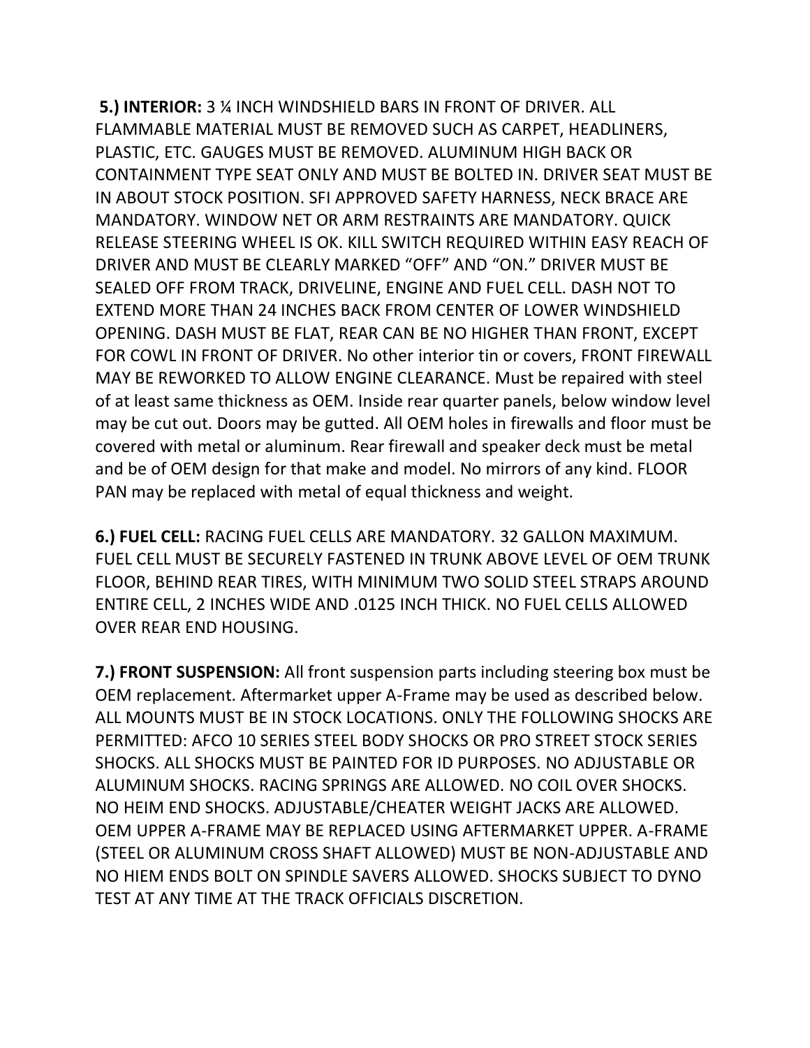**5.) INTERIOR:** 3 ¼ INCH WINDSHIELD BARS IN FRONT OF DRIVER. ALL FLAMMABLE MATERIAL MUST BE REMOVED SUCH AS CARPET, HEADLINERS, PLASTIC, ETC. GAUGES MUST BE REMOVED. ALUMINUM HIGH BACK OR CONTAINMENT TYPE SEAT ONLY AND MUST BE BOLTED IN. DRIVER SEAT MUST BE IN ABOUT STOCK POSITION. SFI APPROVED SAFETY HARNESS, NECK BRACE ARE MANDATORY. WINDOW NET OR ARM RESTRAINTS ARE MANDATORY. QUICK RELEASE STEERING WHEEL IS OK. KILL SWITCH REQUIRED WITHIN EASY REACH OF DRIVER AND MUST BE CLEARLY MARKED "OFF" AND "ON." DRIVER MUST BE SEALED OFF FROM TRACK, DRIVELINE, ENGINE AND FUEL CELL. DASH NOT TO EXTEND MORE THAN 24 INCHES BACK FROM CENTER OF LOWER WINDSHIELD OPENING. DASH MUST BE FLAT, REAR CAN BE NO HIGHER THAN FRONT, EXCEPT FOR COWL IN FRONT OF DRIVER. No other interior tin or covers, FRONT FIREWALL MAY BE REWORKED TO ALLOW ENGINE CLEARANCE. Must be repaired with steel of at least same thickness as OEM. Inside rear quarter panels, below window level may be cut out. Doors may be gutted. All OEM holes in firewalls and floor must be covered with metal or aluminum. Rear firewall and speaker deck must be metal and be of OEM design for that make and model. No mirrors of any kind. FLOOR PAN may be replaced with metal of equal thickness and weight.

**6.) FUEL CELL:** RACING FUEL CELLS ARE MANDATORY. 32 GALLON MAXIMUM. FUEL CELL MUST BE SECURELY FASTENED IN TRUNK ABOVE LEVEL OF OEM TRUNK FLOOR, BEHIND REAR TIRES, WITH MINIMUM TWO SOLID STEEL STRAPS AROUND ENTIRE CELL, 2 INCHES WIDE AND .0125 INCH THICK. NO FUEL CELLS ALLOWED OVER REAR END HOUSING.

**7.) FRONT SUSPENSION:** All front suspension parts including steering box must be OEM replacement. Aftermarket upper A-Frame may be used as described below. ALL MOUNTS MUST BE IN STOCK LOCATIONS. ONLY THE FOLLOWING SHOCKS ARE PERMITTED: AFCO 10 SERIES STEEL BODY SHOCKS OR PRO STREET STOCK SERIES SHOCKS. ALL SHOCKS MUST BE PAINTED FOR ID PURPOSES. NO ADJUSTABLE OR ALUMINUM SHOCKS. RACING SPRINGS ARE ALLOWED. NO COIL OVER SHOCKS. NO HEIM END SHOCKS. ADJUSTABLE/CHEATER WEIGHT JACKS ARE ALLOWED. OEM UPPER A-FRAME MAY BE REPLACED USING AFTERMARKET UPPER. A-FRAME (STEEL OR ALUMINUM CROSS SHAFT ALLOWED) MUST BE NON-ADJUSTABLE AND NO HIEM ENDS BOLT ON SPINDLE SAVERS ALLOWED. SHOCKS SUBJECT TO DYNO TEST AT ANY TIME AT THE TRACK OFFICIALS DISCRETION.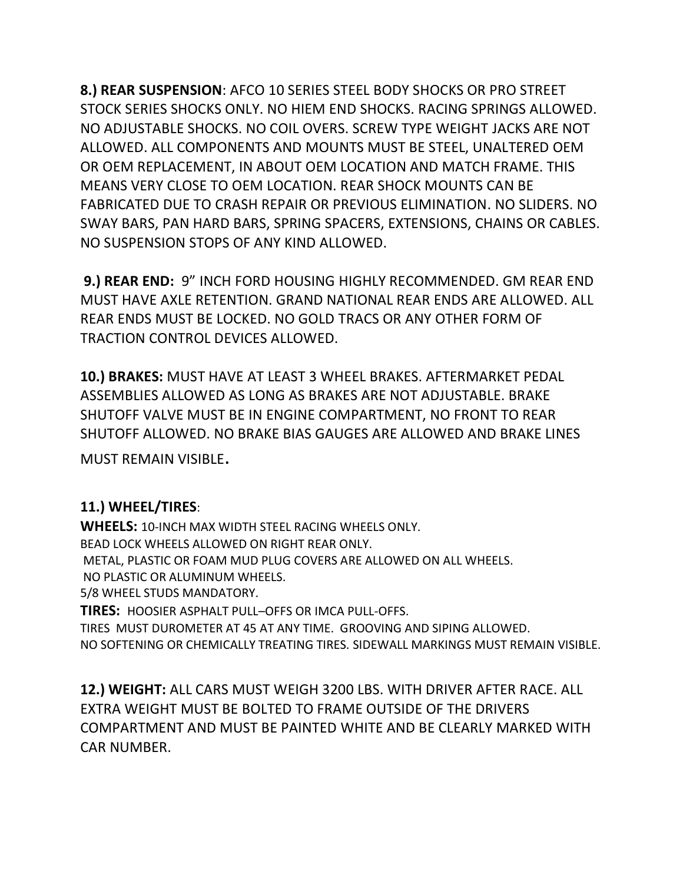**8.) REAR SUSPENSION**: AFCO 10 SERIES STEEL BODY SHOCKS OR PRO STREET STOCK SERIES SHOCKS ONLY. NO HIEM END SHOCKS. RACING SPRINGS ALLOWED. NO ADJUSTABLE SHOCKS. NO COIL OVERS. SCREW TYPE WEIGHT JACKS ARE NOT ALLOWED. ALL COMPONENTS AND MOUNTS MUST BE STEEL, UNALTERED OEM OR OEM REPLACEMENT, IN ABOUT OEM LOCATION AND MATCH FRAME. THIS MEANS VERY CLOSE TO OEM LOCATION. REAR SHOCK MOUNTS CAN BE FABRICATED DUE TO CRASH REPAIR OR PREVIOUS ELIMINATION. NO SLIDERS. NO SWAY BARS, PAN HARD BARS, SPRING SPACERS, EXTENSIONS, CHAINS OR CABLES. NO SUSPENSION STOPS OF ANY KIND ALLOWED.

**9.) REAR END:** 9" INCH FORD HOUSING HIGHLY RECOMMENDED. GM REAR END MUST HAVE AXLE RETENTION. GRAND NATIONAL REAR ENDS ARE ALLOWED. ALL REAR ENDS MUST BE LOCKED. NO GOLD TRACS OR ANY OTHER FORM OF TRACTION CONTROL DEVICES ALLOWED.

**10.) BRAKES:** MUST HAVE AT LEAST 3 WHEEL BRAKES. AFTERMARKET PEDAL ASSEMBLIES ALLOWED AS LONG AS BRAKES ARE NOT ADJUSTABLE. BRAKE SHUTOFF VALVE MUST BE IN ENGINE COMPARTMENT, NO FRONT TO REAR SHUTOFF ALLOWED. NO BRAKE BIAS GAUGES ARE ALLOWED AND BRAKE LINES MUST REMAIN VISIBLE.

**11.) WHEEL/TIRES**:

**WHEELS:** 10-INCH MAX WIDTH STEEL RACING WHEELS ONLY.
BEAD LOCK WHEELS ALLOWED ON RIGHT REAR ONLY.
METAL, PLASTIC OR FOAM MUD PLUG COVERS ARE ALLOWED ON ALL WHEELS.
NO PLASTIC OR ALUMINUM WHEELS.
5/8 WHEEL STUDS MANDATORY.

**TIRES:** HOOSIER ASPHALT PULL–OFFS OR IMCA PULL-OFFS.
TIRES MUST DUROMETER AT 45 AT ANY TIME. GROOVING AND SIPING ALLOWED.
NO SOFTENING OR CHEMICALLY TREATING TIRES. SIDEWALL MARKINGS MUST REMAIN VISIBLE.

**12.) WEIGHT:** ALL CARS MUST WEIGH 3200 LBS. WITH DRIVER AFTER RACE. ALL EXTRA WEIGHT MUST BE BOLTED TO FRAME OUTSIDE OF THE DRIVERS COMPARTMENT AND MUST BE PAINTED WHITE AND BE CLEARLY MARKED WITH CAR NUMBER.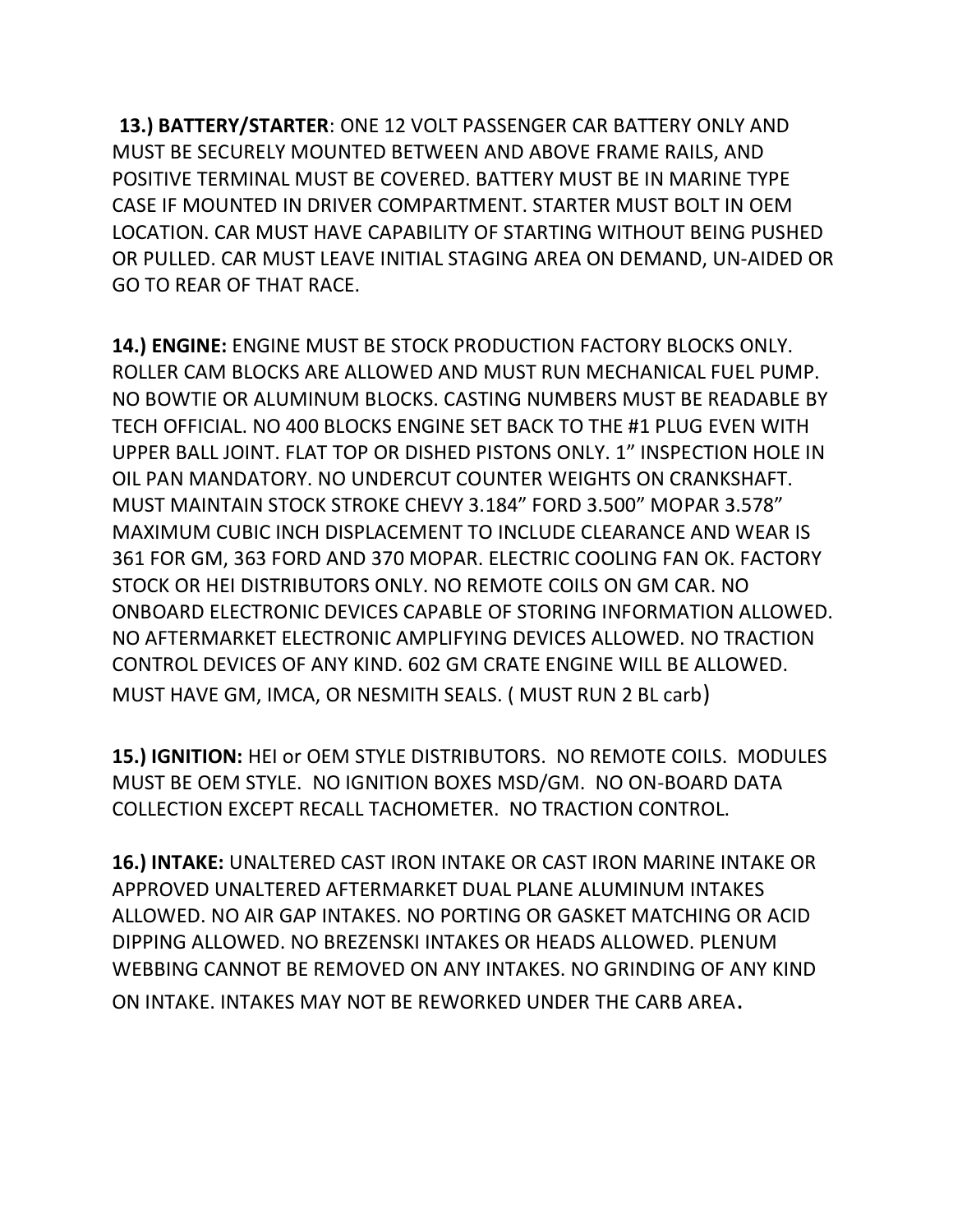**13.) BATTERY/STARTER**: ONE 12 VOLT PASSENGER CAR BATTERY ONLY AND MUST BE SECURELY MOUNTED BETWEEN AND ABOVE FRAME RAILS, AND POSITIVE TERMINAL MUST BE COVERED. BATTERY MUST BE IN MARINE TYPE CASE IF MOUNTED IN DRIVER COMPARTMENT. STARTER MUST BOLT IN OEM LOCATION. CAR MUST HAVE CAPABILITY OF STARTING WITHOUT BEING PUSHED OR PULLED. CAR MUST LEAVE INITIAL STAGING AREA ON DEMAND, UN-AIDED OR GO TO REAR OF THAT RACE.

**14.) ENGINE:** ENGINE MUST BE STOCK PRODUCTION FACTORY BLOCKS ONLY. ROLLER CAM BLOCKS ARE ALLOWED AND MUST RUN MECHANICAL FUEL PUMP. NO BOWTIE OR ALUMINUM BLOCKS. CASTING NUMBERS MUST BE READABLE BY TECH OFFICIAL. NO 400 BLOCKS ENGINE SET BACK TO THE #1 PLUG EVEN WITH UPPER BALL JOINT. FLAT TOP OR DISHED PISTONS ONLY. 1" INSPECTION HOLE IN OIL PAN MANDATORY. NO UNDERCUT COUNTER WEIGHTS ON CRANKSHAFT. MUST MAINTAIN STOCK STROKE CHEVY 3.184" FORD 3.500" MOPAR 3.578" MAXIMUM CUBIC INCH DISPLACEMENT TO INCLUDE CLEARANCE AND WEAR IS 361 FOR GM, 363 FORD AND 370 MOPAR. ELECTRIC COOLING FAN OK. FACTORY STOCK OR HEI DISTRIBUTORS ONLY. NO REMOTE COILS ON GM CAR. NO ONBOARD ELECTRONIC DEVICES CAPABLE OF STORING INFORMATION ALLOWED. NO AFTERMARKET ELECTRONIC AMPLIFYING DEVICES ALLOWED. NO TRACTION CONTROL DEVICES OF ANY KIND. 602 GM CRATE ENGINE WILL BE ALLOWED. MUST HAVE GM, IMCA, OR NESMITH SEALS. ( MUST RUN 2 BL carb)

**15.) IGNITION:** HEI or OEM STYLE DISTRIBUTORS. NO REMOTE COILS. MODULES MUST BE OEM STYLE. NO IGNITION BOXES MSD/GM. NO ON-BOARD DATA COLLECTION EXCEPT RECALL TACHOMETER. NO TRACTION CONTROL.

**16.) INTAKE:** UNALTERED CAST IRON INTAKE OR CAST IRON MARINE INTAKE OR APPROVED UNALTERED AFTERMARKET DUAL PLANE ALUMINUM INTAKES ALLOWED. NO AIR GAP INTAKES. NO PORTING OR GASKET MATCHING OR ACID DIPPING ALLOWED. NO BREZENSKI INTAKES OR HEADS ALLOWED. PLENUM WEBBING CANNOT BE REMOVED ON ANY INTAKES. NO GRINDING OF ANY KIND ON INTAKE. INTAKES MAY NOT BE REWORKED UNDER THE CARB AREA.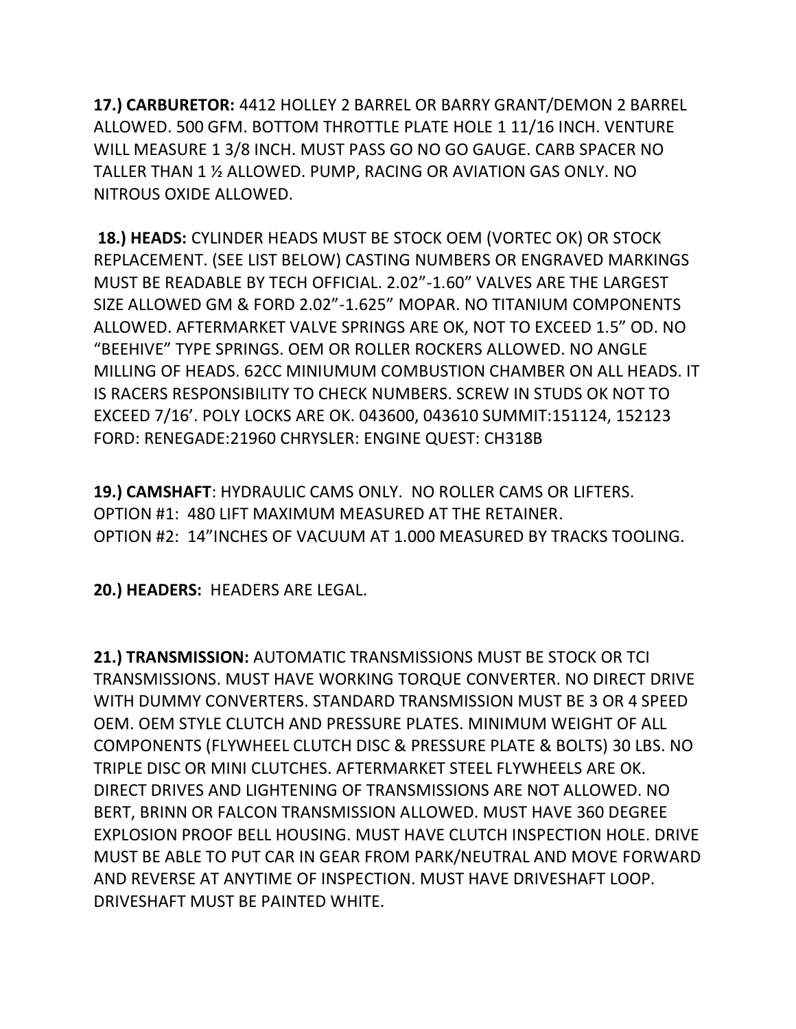**17.) CARBURETOR:** 4412 HOLLEY 2 BARREL OR BARRY GRANT/DEMON 2 BARREL ALLOWED. 500 GFM. BOTTOM THROTTLE PLATE HOLE 1 11/16 INCH. VENTURE WILL MEASURE 1 3/8 INCH. MUST PASS GO NO GO GAUGE. CARB SPACER NO TALLER THAN 1 ½ ALLOWED. PUMP, RACING OR AVIATION GAS ONLY. NO NITROUS OXIDE ALLOWED.

**18.) HEADS:** CYLINDER HEADS MUST BE STOCK OEM (VORTEC OK) OR STOCK REPLACEMENT. (SEE LIST BELOW) CASTING NUMBERS OR ENGRAVED MARKINGS MUST BE READABLE BY TECH OFFICIAL. 2.02"-1.60" VALVES ARE THE LARGEST SIZE ALLOWED GM & FORD 2.02"-1.625" MOPAR. NO TITANIUM COMPONENTS ALLOWED. AFTERMARKET VALVE SPRINGS ARE OK, NOT TO EXCEED 1.5" OD. NO "BEEHIVE" TYPE SPRINGS. OEM OR ROLLER ROCKERS ALLOWED. NO ANGLE MILLING OF HEADS. 62CC MINIUMUM COMBUSTION CHAMBER ON ALL HEADS. IT IS RACERS RESPONSIBILITY TO CHECK NUMBERS. SCREW IN STUDS OK NOT TO EXCEED 7/16'. POLY LOCKS ARE OK. 043600, 043610 SUMMIT:151124, 152123 FORD: RENEGADE:21960 CHRYSLER: ENGINE QUEST: CH318B

**19.) CAMSHAFT**: HYDRAULIC CAMS ONLY. NO ROLLER CAMS OR LIFTERS.
OPTION #1: 480 LIFT MAXIMUM MEASURED AT THE RETAINER.
OPTION #2: 14"INCHES OF VACUUM AT 1.000 MEASURED BY TRACKS TOOLING.

**20.) HEADERS:** HEADERS ARE LEGAL.

**21.) TRANSMISSION:** AUTOMATIC TRANSMISSIONS MUST BE STOCK OR TCI TRANSMISSIONS. MUST HAVE WORKING TORQUE CONVERTER. NO DIRECT DRIVE WITH DUMMY CONVERTERS. STANDARD TRANSMISSION MUST BE 3 OR 4 SPEED OEM. OEM STYLE CLUTCH AND PRESSURE PLATES. MINIMUM WEIGHT OF ALL COMPONENTS (FLYWHEEL CLUTCH DISC & PRESSURE PLATE & BOLTS) 30 LBS. NO TRIPLE DISC OR MINI CLUTCHES. AFTERMARKET STEEL FLYWHEELS ARE OK. DIRECT DRIVES AND LIGHTENING OF TRANSMISSIONS ARE NOT ALLOWED. NO BERT, BRINN OR FALCON TRANSMISSION ALLOWED. MUST HAVE 360 DEGREE EXPLOSION PROOF BELL HOUSING. MUST HAVE CLUTCH INSPECTION HOLE. DRIVE MUST BE ABLE TO PUT CAR IN GEAR FROM PARK/NEUTRAL AND MOVE FORWARD AND REVERSE AT ANYTIME OF INSPECTION. MUST HAVE DRIVESHAFT LOOP. DRIVESHAFT MUST BE PAINTED WHITE.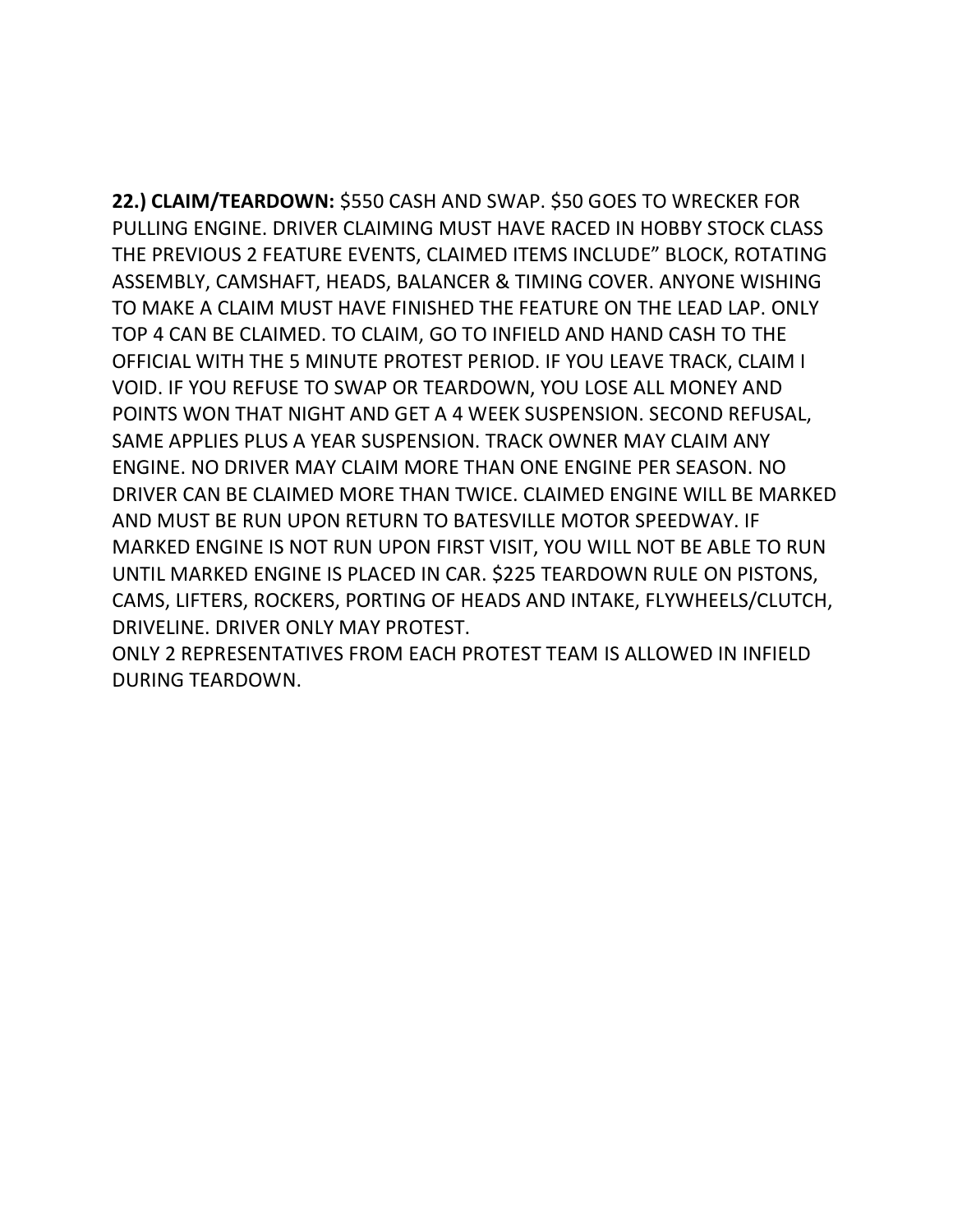**22.) CLAIM/TEARDOWN:** $550 CASH AND SWAP. $50 GOES TO WRECKER FOR PULLING ENGINE. DRIVER CLAIMING MUST HAVE RACED IN HOBBY STOCK CLASS THE PREVIOUS 2 FEATURE EVENTS, CLAIMED ITEMS INCLUDE" BLOCK, ROTATING ASSEMBLY, CAMSHAFT, HEADS, BALANCER & TIMING COVER. ANYONE WISHING TO MAKE A CLAIM MUST HAVE FINISHED THE FEATURE ON THE LEAD LAP. ONLY TOP 4 CAN BE CLAIMED. TO CLAIM, GO TO INFIELD AND HAND CASH TO THE OFFICIAL WITH THE 5 MINUTE PROTEST PERIOD. IF YOU LEAVE TRACK, CLAIM I VOID. IF YOU REFUSE TO SWAP OR TEARDOWN, YOU LOSE ALL MONEY AND POINTS WON THAT NIGHT AND GET A 4 WEEK SUSPENSION. SECOND REFUSAL, SAME APPLIES PLUS A YEAR SUSPENSION. TRACK OWNER MAY CLAIM ANY ENGINE. NO DRIVER MAY CLAIM MORE THAN ONE ENGINE PER SEASON. NO DRIVER CAN BE CLAIMED MORE THAN TWICE. CLAIMED ENGINE WILL BE MARKED AND MUST BE RUN UPON RETURN TO BATESVILLE MOTOR SPEEDWAY. IF MARKED ENGINE IS NOT RUN UPON FIRST VISIT, YOU WILL NOT BE ABLE TO RUN UNTIL MARKED ENGINE IS PLACED IN CAR. $225 TEARDOWN RULE ON PISTONS, CAMS, LIFTERS, ROCKERS, PORTING OF HEADS AND INTAKE, FLYWHEELS/CLUTCH, DRIVELINE. DRIVER ONLY MAY PROTEST.

ONLY 2 REPRESENTATIVES FROM EACH PROTEST TEAM IS ALLOWED IN INFIELD DURING TEARDOWN.